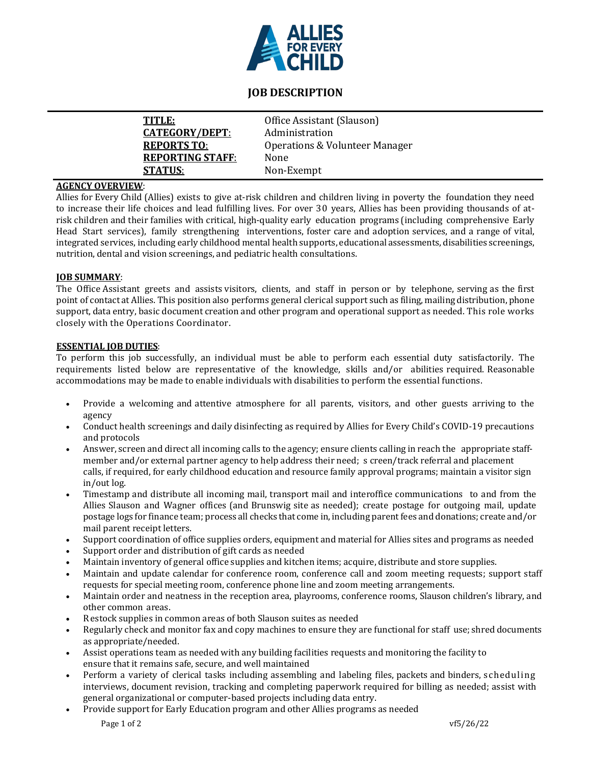# JOB DESCRIPTION

| | |
|---|---|
| **TITLE:** | Office Assistant (Slauson) |
| **CATEGORY/DEPT:** | Administration |
| **REPORTS TO:** | Operations & Volunteer Manager |
| **REPORTING STAFF:** | None |
| **STATUS:** | Non-Exempt |

**AGENCY OVERVIEW:**
Allies for Every Child (Allies) exists to give at-risk children and children living in poverty the foundation they need to increase their life choices and lead fulfilling lives. For over 30 years, Allies has been providing thousands of at-risk children and their families with critical, high-quality early education programs (including comprehensive Early Head Start services), family strengthening interventions, foster care and adoption services, and a range of vital, integrated services, including early childhood mental health supports, educational assessments, disabilities screenings, nutrition, dental and vision screenings, and pediatric health consultations.

**JOB SUMMARY:**
The Office Assistant greets and assists visitors, clients, and staff in person or by telephone, serving as the first point of contact at Allies. This position also performs general clerical support such as filing, mailing distribution, phone support, data entry, basic document creation and other program and operational support as needed. This role works closely with the Operations Coordinator.

**ESSENTIAL JOB DUTIES:**
To perform this job successfully, an individual must be able to perform each essential duty satisfactorily. The requirements listed below are representative of the knowledge, skills and/or abilities required. Reasonable accommodations may be made to enable individuals with disabilities to perform the essential functions.

- Provide a welcoming and attentive atmosphere for all parents, visitors, and other guests arriving to the agency
- Conduct health screenings and daily disinfecting as required by Allies for Every Child's COVID-19 precautions and protocols
- Answer, screen and direct all incoming calls to the agency; ensure clients calling in reach the appropriate staff-member and/or external partner agency to help address their need; screen/track referral and placement calls, if required, for early childhood education and resource family approval programs; maintain a visitor sign in/out log.
- Timestamp and distribute all incoming mail, transport mail and interoffice communications to and from the Allies Slauson and Wagner offices (and Brunswig site as needed); create postage for outgoing mail, update postage logs for finance team; process all checks that come in, including parent fees and donations; create and/or mail parent receipt letters.
- Support coordination of office supplies orders, equipment and material for Allies sites and programs as needed
- Support order and distribution of gift cards as needed
- Maintain inventory of general office supplies and kitchen items; acquire, distribute and store supplies.
- Maintain and update calendar for conference room, conference call and zoom meeting requests; support staff requests for special meeting room, conference phone line and zoom meeting arrangements.
- Maintain order and neatness in the reception area, playrooms, conference rooms, Slauson children's library, and other common areas.
- Restock supplies in common areas of both Slauson suites as needed
- Regularly check and monitor fax and copy machines to ensure they are functional for staff use; shred documents as appropriate/needed.
- Assist operations team as needed with any building facilities requests and monitoring the facility to ensure that it remains safe, secure, and well maintained
- Perform a variety of clerical tasks including assembling and labeling files, packets and binders, scheduling interviews, document revision, tracking and completing paperwork required for billing as needed; assist with general organizational or computer-based projects including data entry.
- Provide support for Early Education program and other Allies programs as needed

vf5/26/22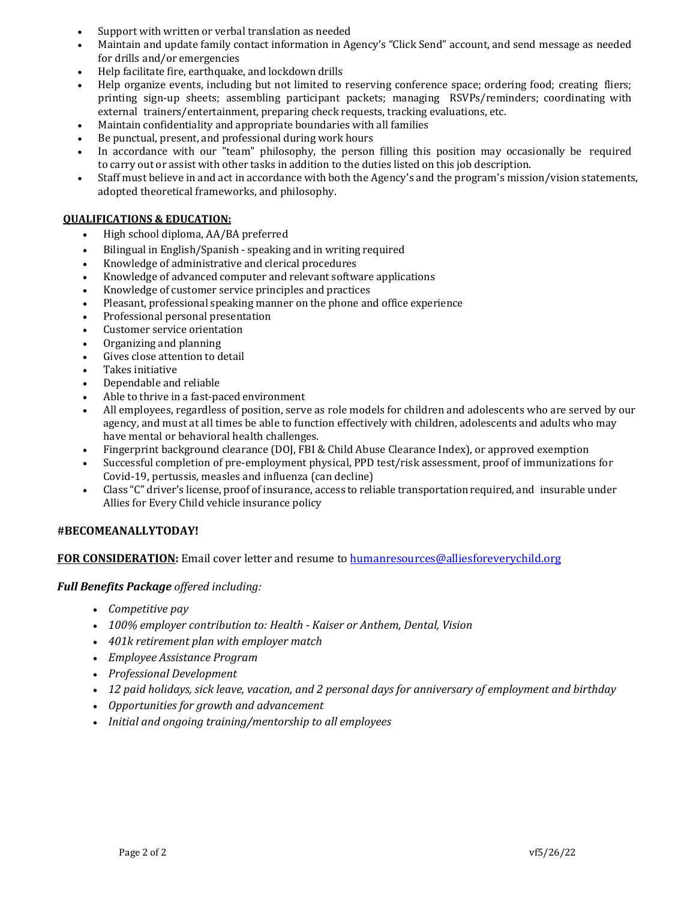- Support with written or verbal translation as needed
- Maintain and update family contact information in Agency's "Click Send" account, and send message as needed for drills and/or emergencies
- Help facilitate fire, earthquake, and lockdown drills
- Help organize events, including but not limited to reserving conference space; ordering food; creating fliers; printing sign-up sheets; assembling participant packets; managing RSVPs/reminders; coordinating with external trainers/entertainment, preparing check requests, tracking evaluations, etc.
- Maintain confidentiality and appropriate boundaries with all families
- Be punctual, present, and professional during work hours
- In accordance with our "team" philosophy, the person filling this position may occasionally be required to carry out or assist with other tasks in addition to the duties listed on this job description.
- Staff must believe in and act in accordance with both the Agency's and the program's mission/vision statements, adopted theoretical frameworks, and philosophy.

**QUALIFICATIONS & EDUCATION:**

- High school diploma, AA/BA preferred
- Bilingual in English/Spanish - speaking and in writing required
- Knowledge of administrative and clerical procedures
- Knowledge of advanced computer and relevant software applications
- Knowledge of customer service principles and practices
- Pleasant, professional speaking manner on the phone and office experience
- Professional personal presentation
- Customer service orientation
- Organizing and planning
- Gives close attention to detail
- Takes initiative
- Dependable and reliable
- Able to thrive in a fast-paced environment
- All employees, regardless of position, serve as role models for children and adolescents who are served by our agency, and must at all times be able to function effectively with children, adolescents and adults who may have mental or behavioral health challenges.
- Fingerprint background clearance (DOJ, FBI & Child Abuse Clearance Index), or approved exemption
- Successful completion of pre-employment physical, PPD test/risk assessment, proof of immunizations for Covid-19, pertussis, measles and influenza (can decline)
- Class "C" driver's license, proof of insurance, access to reliable transportation required, and insurable under Allies for Every Child vehicle insurance policy

**#BECOMEANALLYTODAY!**

**FOR CONSIDERATION:** Email cover letter and resume to humanresources@alliesforeverychild.org

***Full Benefits Package** offered including:*

- *Competitive pay*
- *100% employer contribution to: Health - Kaiser or Anthem, Dental, Vision*
- *401k retirement plan with employer match*
- *Employee Assistance Program*
- *Professional Development*
- *12 paid holidays, sick leave, vacation, and 2 personal days for anniversary of employment and birthday*
- *Opportunities for growth and advancement*
- *Initial and ongoing training/mentorship to all employees*

vf5/26/22